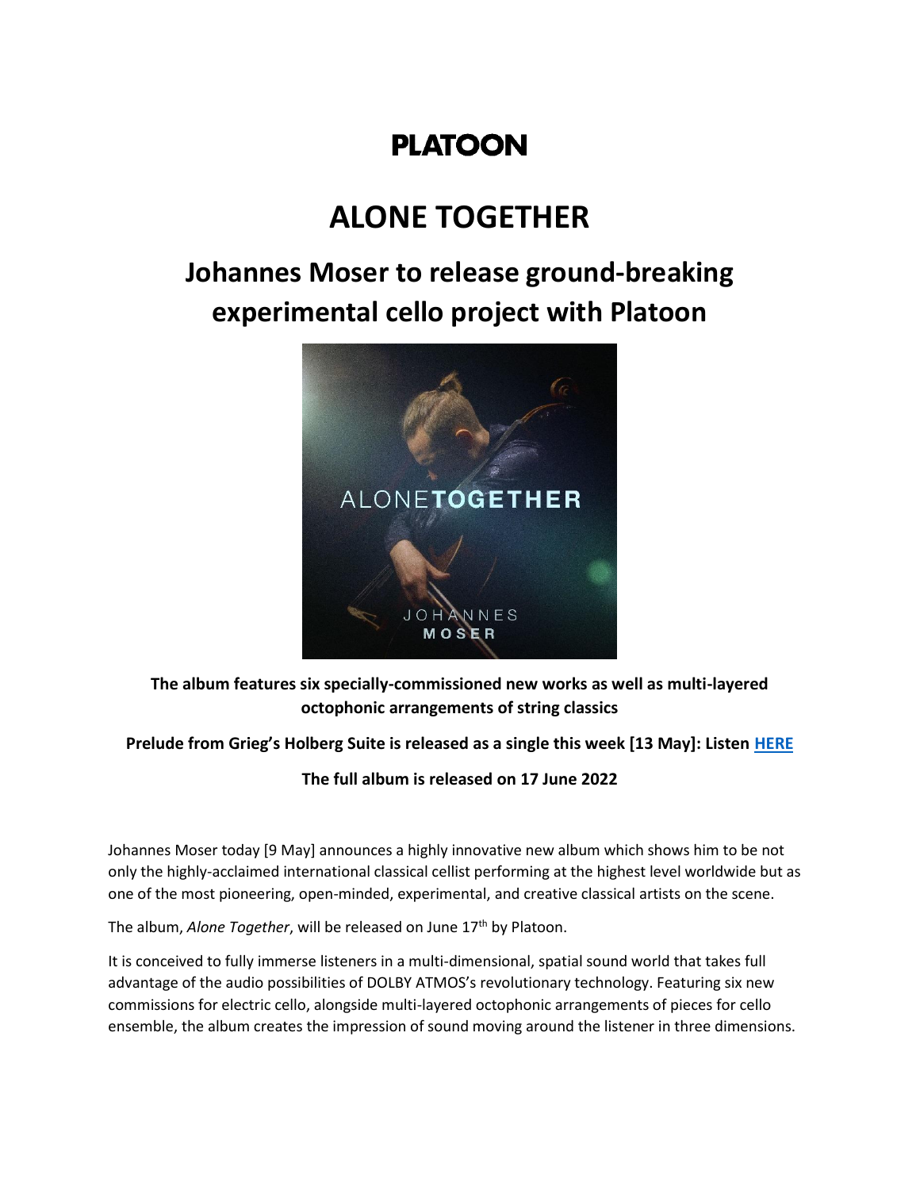# PLATOON

# ALONE TOGETHER

## Johannes Moser to release ground-breaking experimental cello project with Platoon

**The album features six specially-commissioned new works as well as multi-layered octophonic arrangements of string classics**

**Prelude from Grieg's Holberg Suite is released as a single this week [13 May]: Listen HERE**

**The full album is released on 17 June 2022**

Johannes Moser today [9 May] announces a highly innovative new album which shows him to be not only the highly-acclaimed international classical cellist performing at the highest level worldwide but as one of the most pioneering, open-minded, experimental, and creative classical artists on the scene.

The album, *Alone Together*, will be released on June 17th by Platoon.

It is conceived to fully immerse listeners in a multi-dimensional, spatial sound world that takes full advantage of the audio possibilities of DOLBY ATMOS's revolutionary technology. Featuring six new commissions for electric cello, alongside multi-layered octophonic arrangements of pieces for cello ensemble, the album creates the impression of sound moving around the listener in three dimensions.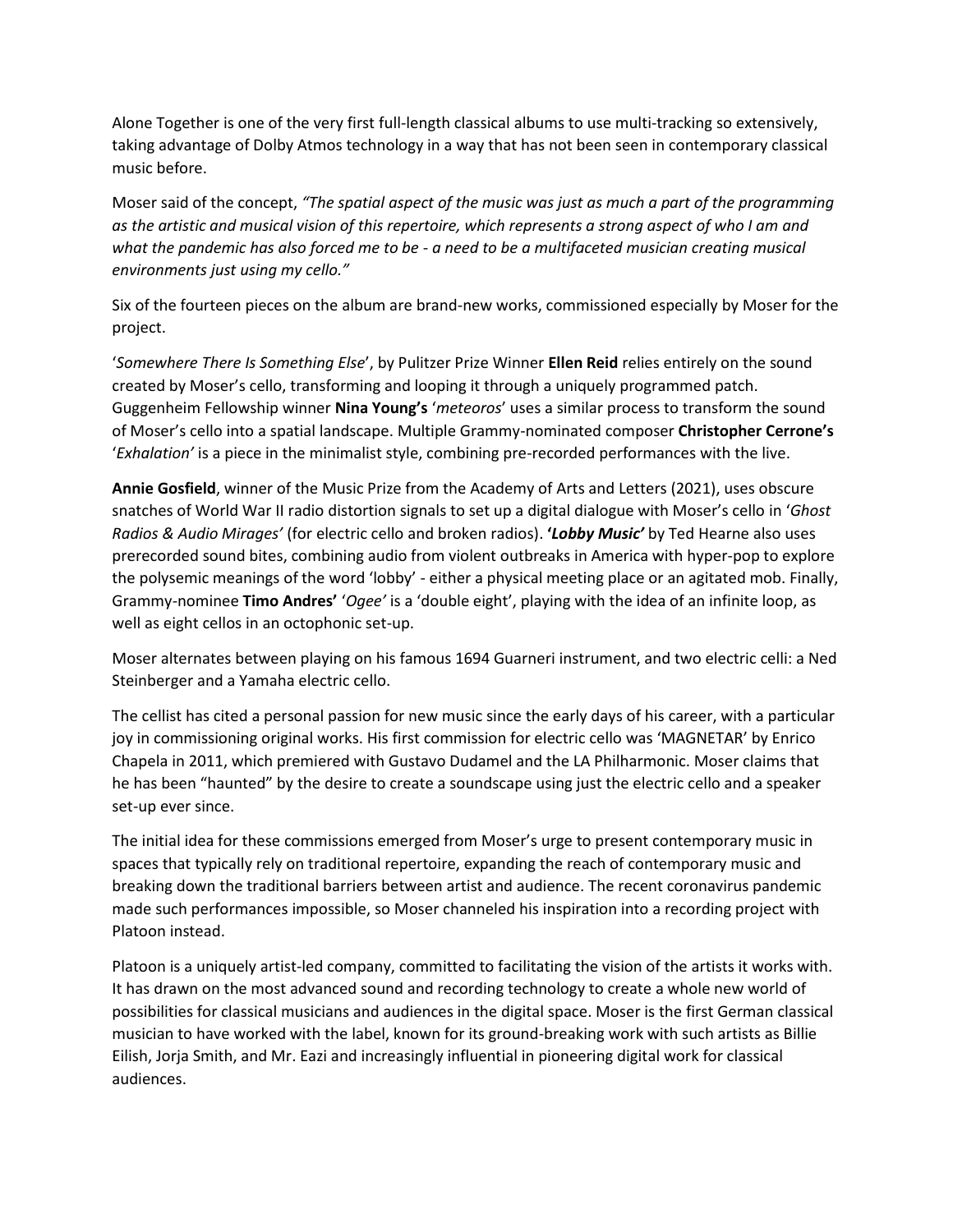Alone Together is one of the very first full-length classical albums to use multi-tracking so extensively, taking advantage of Dolby Atmos technology in a way that has not been seen in contemporary classical music before.

Moser said of the concept, *"The spatial aspect of the music was just as much a part of the programming as the artistic and musical vision of this repertoire, which represents a strong aspect of who I am and what the pandemic has also forced me to be - a need to be a multifaceted musician creating musical environments just using my cello."*

Six of the fourteen pieces on the album are brand-new works, commissioned especially by Moser for the project.

'*Somewhere There Is Something Else*', by Pulitzer Prize Winner **Ellen Reid** relies entirely on the sound created by Moser's cello, transforming and looping it through a uniquely programmed patch. Guggenheim Fellowship winner **Nina Young's** '*meteoros*' uses a similar process to transform the sound of Moser's cello into a spatial landscape. Multiple Grammy-nominated composer **Christopher Cerrone's** '*Exhalation'* is a piece in the minimalist style, combining pre-recorded performances with the live.

**Annie Gosfield**, winner of the Music Prize from the Academy of Arts and Letters (2021), uses obscure snatches of World War II radio distortion signals to set up a digital dialogue with Moser's cello in '*Ghost Radios & Audio Mirages'* (for electric cello and broken radios). **'*Lobby Music'*** by Ted Hearne also uses prerecorded sound bites, combining audio from violent outbreaks in America with hyper-pop to explore the polysemic meanings of the word 'lobby' - either a physical meeting place or an agitated mob. Finally, Grammy-nominee **Timo Andres'** '*Ogee'* is a 'double eight', playing with the idea of an infinite loop, as well as eight cellos in an octophonic set-up.

Moser alternates between playing on his famous 1694 Guarneri instrument, and two electric celli: a Ned Steinberger and a Yamaha electric cello.

The cellist has cited a personal passion for new music since the early days of his career, with a particular joy in commissioning original works. His first commission for electric cello was 'MAGNETAR' by Enrico Chapela in 2011, which premiered with Gustavo Dudamel and the LA Philharmonic. Moser claims that he has been "haunted" by the desire to create a soundscape using just the electric cello and a speaker set-up ever since.

The initial idea for these commissions emerged from Moser's urge to present contemporary music in spaces that typically rely on traditional repertoire, expanding the reach of contemporary music and breaking down the traditional barriers between artist and audience. The recent coronavirus pandemic made such performances impossible, so Moser channeled his inspiration into a recording project with Platoon instead.

Platoon is a uniquely artist-led company, committed to facilitating the vision of the artists it works with. It has drawn on the most advanced sound and recording technology to create a whole new world of possibilities for classical musicians and audiences in the digital space. Moser is the first German classical musician to have worked with the label, known for its ground-breaking work with such artists as Billie Eilish, Jorja Smith, and Mr. Eazi and increasingly influential in pioneering digital work for classical audiences.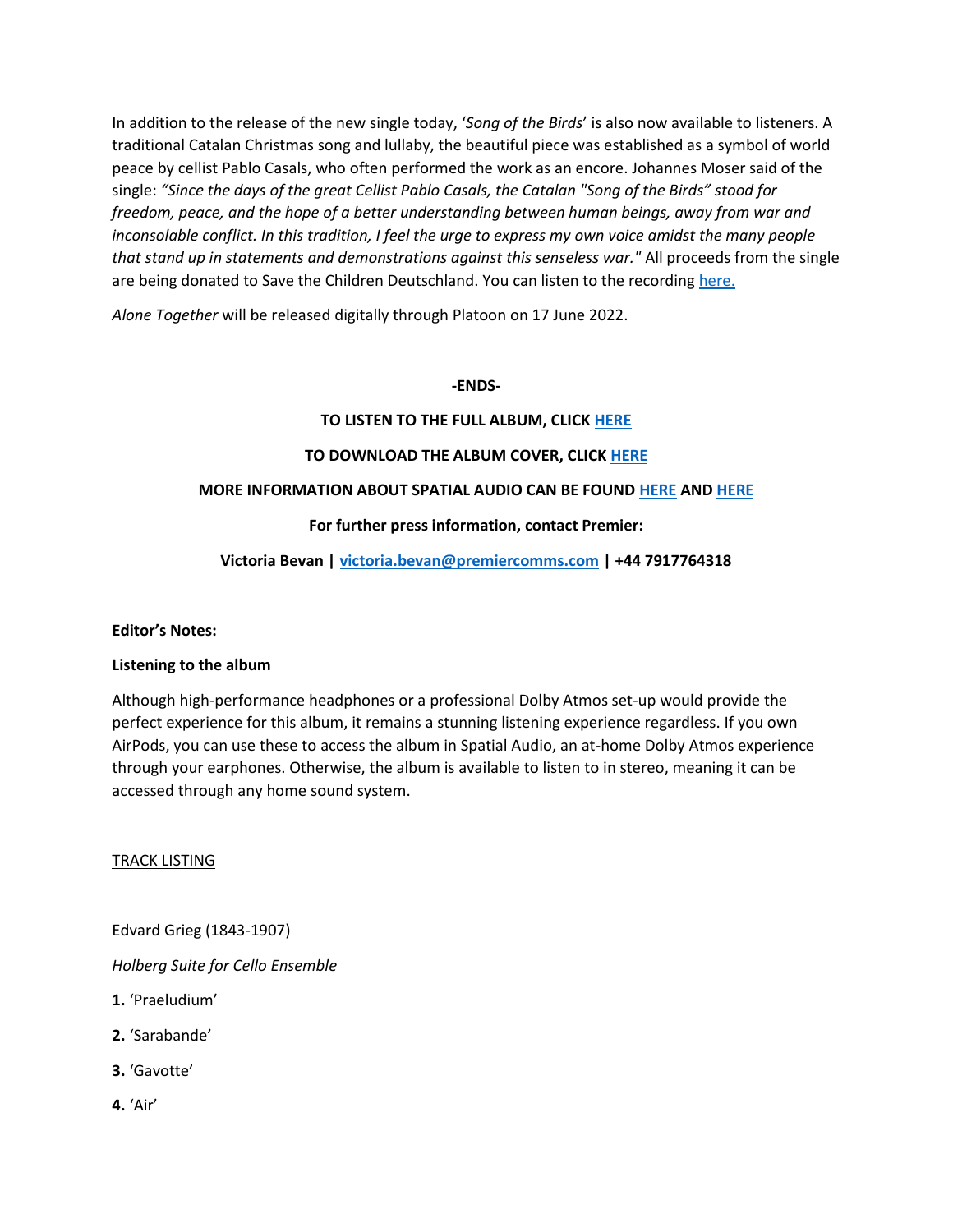In addition to the release of the new single today, '*Song of the Birds*' is also now available to listeners. A traditional Catalan Christmas song and lullaby, the beautiful piece was established as a symbol of world peace by cellist Pablo Casals, who often performed the work as an encore. Johannes Moser said of the single: *"Since the days of the great Cellist Pablo Casals, the Catalan "Song of the Birds" stood for freedom, peace, and the hope of a better understanding between human beings, away from war and inconsolable conflict. In this tradition, I feel the urge to express my own voice amidst the many people that stand up in statements and demonstrations against this senseless war."* All proceeds from the single are being donated to Save the Children Deutschland. You can listen to the recording [here.]()

*Alone Together* will be released digitally through Platoon on 17 June 2022.

**-ENDS-**

**TO LISTEN TO THE FULL ALBUM, CLICK [HERE]()**

**TO DOWNLOAD THE ALBUM COVER, CLICK [HERE]()**

**MORE INFORMATION ABOUT SPATIAL AUDIO CAN BE FOUND [HERE]() AND [HERE]()**

**For further press information, contact Premier:**

**Victoria Bevan | [victoria.bevan@premiercomms.com](mailto:victoria.bevan@premiercomms.com) | +44 7917764318**

**Editor's Notes:**

**Listening to the album**

Although high-performance headphones or a professional Dolby Atmos set-up would provide the perfect experience for this album, it remains a stunning listening experience regardless. If you own AirPods, you can use these to access the album in Spatial Audio, an at-home Dolby Atmos experience through your earphones. Otherwise, the album is available to listen to in stereo, meaning it can be accessed through any home sound system.

<u>TRACK LISTING</u>

Edvard Grieg (1843-1907)

*Holberg Suite for Cello Ensemble*

**1.** 'Praeludium'

**2.** 'Sarabande'

**3.** 'Gavotte'

**4.** 'Air'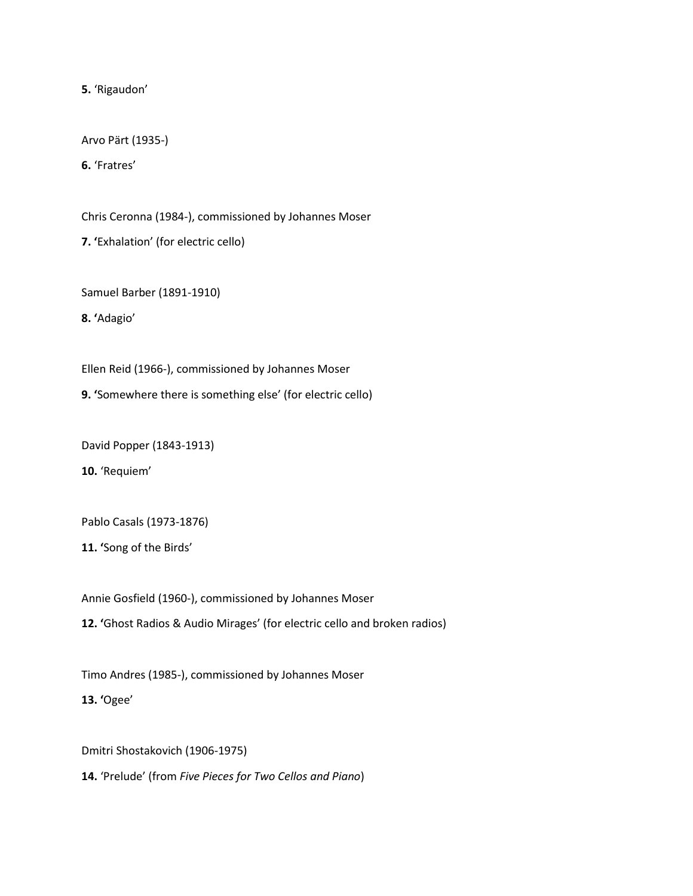**5.** 'Rigaudon'

Arvo Pärt (1935-)

**6.** 'Fratres'

Chris Ceronna (1984-), commissioned by Johannes Moser

**7. '**Exhalation' (for electric cello)

Samuel Barber (1891-1910)

**8. '**Adagio'

Ellen Reid (1966-), commissioned by Johannes Moser

**9. '**Somewhere there is something else' (for electric cello)

David Popper (1843-1913)

**10.** 'Requiem'

Pablo Casals (1973-1876)

**11. '**Song of the Birds'

Annie Gosfield (1960-), commissioned by Johannes Moser

**12. '**Ghost Radios & Audio Mirages' (for electric cello and broken radios)

Timo Andres (1985-), commissioned by Johannes Moser

**13. '**Ogee'

Dmitri Shostakovich (1906-1975)

**14.** 'Prelude' (from *Five Pieces for Two Cellos and Piano*)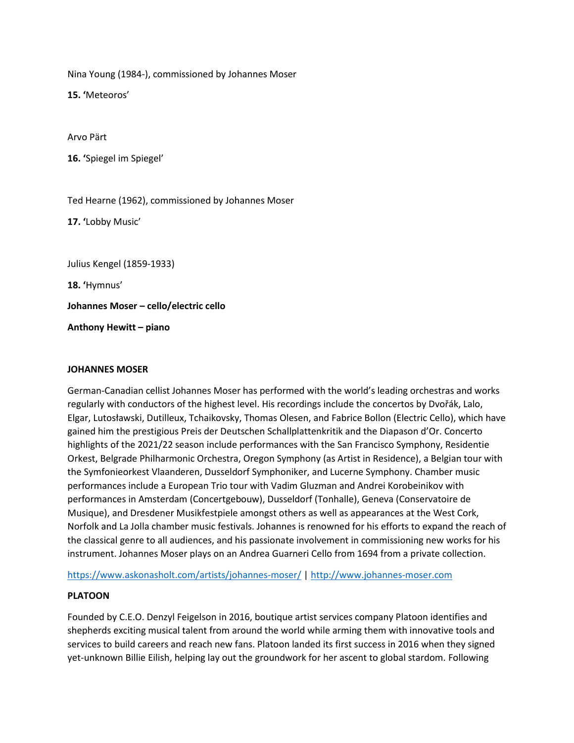Nina Young (1984-), commissioned by Johannes Moser

**15. '**Meteoros'

Arvo Pärt

**16. '**Spiegel im Spiegel'

Ted Hearne (1962), commissioned by Johannes Moser

**17. '**Lobby Music'

Julius Kengel (1859-1933)

**18. '**Hymnus'

**Johannes Moser – cello/electric cello**

**Anthony Hewitt – piano**

**JOHANNES MOSER**

German-Canadian cellist Johannes Moser has performed with the world's leading orchestras and works regularly with conductors of the highest level. His recordings include the concertos by Dvořák, Lalo, Elgar, Lutosławski, Dutilleux, Tchaikovsky, Thomas Olesen, and Fabrice Bollon (Electric Cello), which have gained him the prestigious Preis der Deutschen Schallplattenkritik and the Diapason d'Or. Concerto highlights of the 2021/22 season include performances with the San Francisco Symphony, Residentie Orkest, Belgrade Philharmonic Orchestra, Oregon Symphony (as Artist in Residence), a Belgian tour with the Symfonieorkest Vlaanderen, Dusseldorf Symphoniker, and Lucerne Symphony. Chamber music performances include a European Trio tour with Vadim Gluzman and Andrei Korobeinikov with performances in Amsterdam (Concertgebouw), Dusseldorf (Tonhalle), Geneva (Conservatoire de Musique), and Dresdener Musikfestpiele amongst others as well as appearances at the West Cork, Norfolk and La Jolla chamber music festivals. Johannes is renowned for his efforts to expand the reach of the classical genre to all audiences, and his passionate involvement in commissioning new works for his instrument. Johannes Moser plays on an Andrea Guarneri Cello from 1694 from a private collection.

https://www.askonasholt.com/artists/johannes-moser/ | http://www.johannes-moser.com

**PLATOON**

Founded by C.E.O. Denzyl Feigelson in 2016, boutique artist services company Platoon identifies and shepherds exciting musical talent from around the world while arming them with innovative tools and services to build careers and reach new fans. Platoon landed its first success in 2016 when they signed yet-unknown Billie Eilish, helping lay out the groundwork for her ascent to global stardom. Following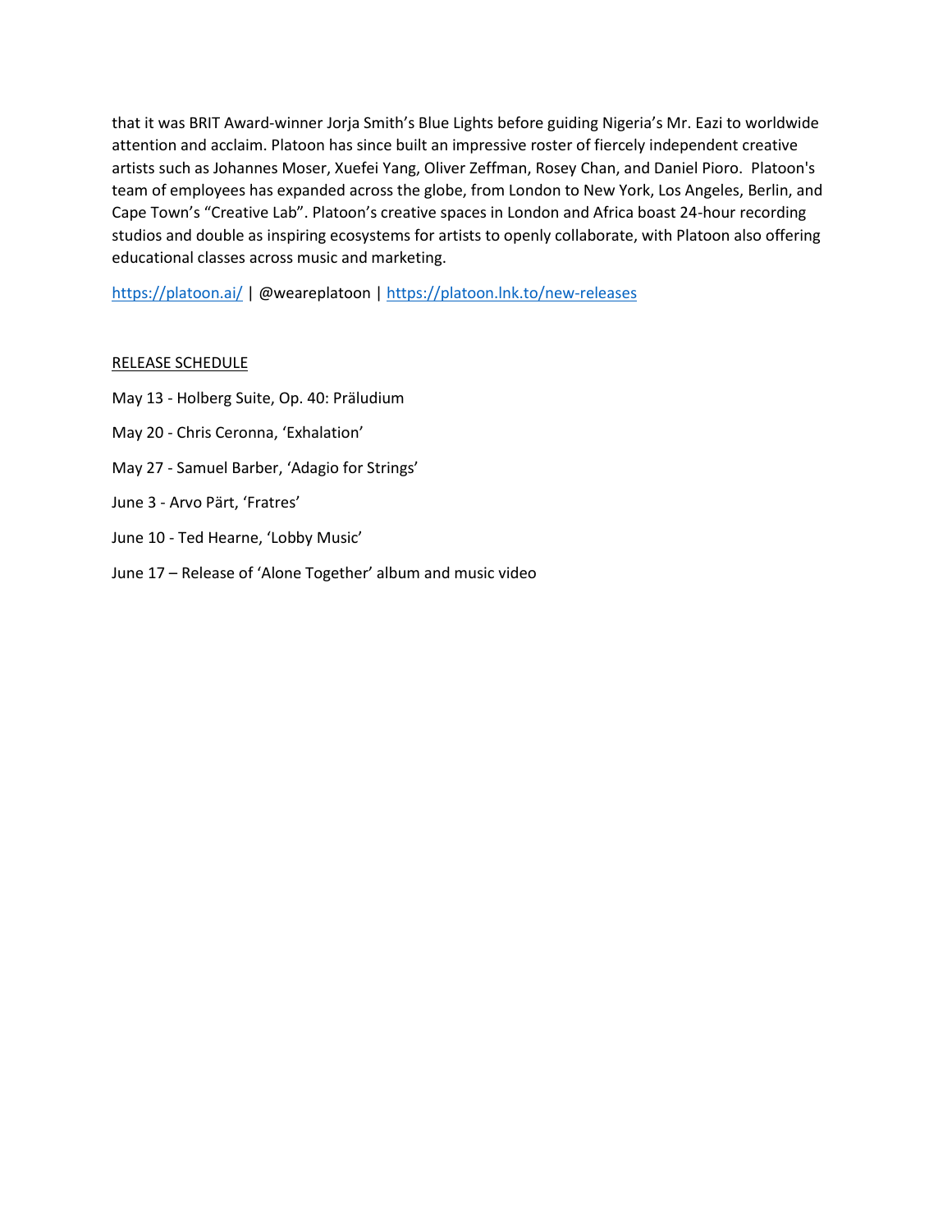that it was BRIT Award-winner Jorja Smith's Blue Lights before guiding Nigeria's Mr. Eazi to worldwide attention and acclaim. Platoon has since built an impressive roster of fiercely independent creative artists such as Johannes Moser, Xuefei Yang, Oliver Zeffman, Rosey Chan, and Daniel Pioro. Platoon's team of employees has expanded across the globe, from London to New York, Los Angeles, Berlin, and Cape Town's "Creative Lab". Platoon's creative spaces in London and Africa boast 24-hour recording studios and double as inspiring ecosystems for artists to openly collaborate, with Platoon also offering educational classes across music and marketing.

https://platoon.ai/ | @weareplatoon | https://platoon.lnk.to/new-releases

RELEASE SCHEDULE

May 13 - Holberg Suite, Op. 40: Präludium

May 20 - Chris Ceronna, 'Exhalation'

May 27 - Samuel Barber, 'Adagio for Strings'

June 3 - Arvo Pärt, 'Fratres'

June 10 - Ted Hearne, 'Lobby Music'

June 17 – Release of 'Alone Together' album and music video